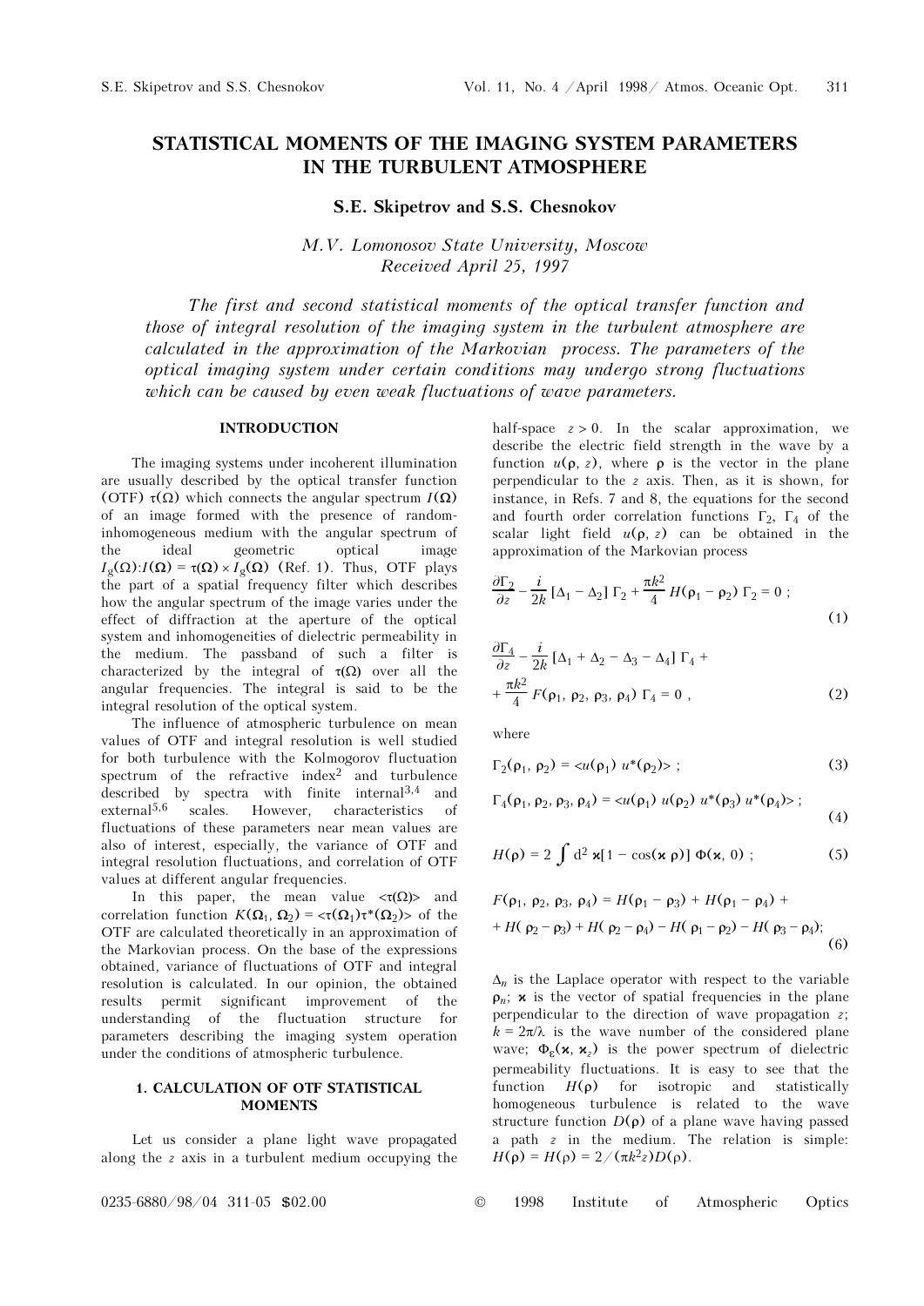# STATISTICAL MOMENTS OF THE IMAGING SYSTEM PARAMETERS IN THE TURBULENT ATMOSPHERE

**S.E. Skipetrov and S.S. Chesnokov**

*M.V. Lomonosov State University, Moscow*
*Received April 25, 1997*

*The first and second statistical moments of the optical transfer function and those of integral resolution of the imaging system in the turbulent atmosphere are calculated in the approximation of the Markovian process. The parameters of the optical imaging system under certain conditions may undergo strong fluctuations which can be caused by even weak fluctuations of wave parameters.*

## INTRODUCTION

The imaging systems under incoherent illumination are usually described by the optical transfer function (OTF) $\tau(\Omega)$ which connects the angular spectrum $I(\Omega)$ of an image formed with the presence of random-inhomogeneous medium with the angular spectrum of the ideal geometric optical image $I_g(\Omega)$: $I(\Omega) = \tau(\Omega) \times I_g(\Omega)$ (Ref. 1). Thus, OTF plays the part of a spatial frequency filter which describes how the angular spectrum of the image varies under the effect of diffraction at the aperture of the optical system and inhomogeneities of dielectric permeability in the medium. The passband of such a filter is characterized by the integral of $\tau(\Omega)$ over all the angular frequencies. The integral is said to be the integral resolution of the optical system.

The influence of atmospheric turbulence on mean values of OTF and integral resolution is well studied for both turbulence with the Kolmogorov fluctuation spectrum of the refractive index[2] and turbulence described by spectra with finite internal[3,4] and external[5,6] scales. However, characteristics of fluctuations of these parameters near mean values are also of interest, especially, the variance of OTF and integral resolution fluctuations, and correlation of OTF values at different angular frequencies.

In this paper, the mean value $\langle\tau(\Omega)\rangle$ and correlation function $K(\Omega_1, \Omega_2) = \langle\tau(\Omega_1)\tau^*(\Omega_2)\rangle$ of the OTF are calculated theoretically in an approximation of the Markovian process. On the base of the expressions obtained, variance of fluctuations of OTF and integral resolution is calculated. In our opinion, the obtained results permit significant improvement of the understanding of the fluctuation structure for parameters describing the imaging system operation under the conditions of atmospheric turbulence.

## 1. CALCULATION OF OTF STATISTICAL MOMENTS

Let us consider a plane light wave propagated along the $z$ axis in a turbulent medium occupying the half-space $z > 0$. In the scalar approximation, we describe the electric field strength in the wave by a function $u(\rho, z)$, where $\rho$ is the vector in the plane perpendicular to the $z$ axis. Then, as it is shown, for instance, in Refs. 7 and 8, the equations for the second and fourth order correlation functions $\Gamma_2$, $\Gamma_4$ of the scalar light field $u(\rho, z)$ can be obtained in the approximation of the Markovian process

$$\frac{\partial \Gamma_2}{\partial z} - \frac{i}{2k}\left[\Delta_1 - \Delta_2\right]\Gamma_2 + \frac{\pi k^2}{4} H(\rho_1 - \rho_2)\,\Gamma_2 = 0\ ; \tag{1}$$

$$\frac{\partial \Gamma_4}{\partial z} - \frac{i}{2k}\left[\Delta_1 + \Delta_2 - \Delta_3 - \Delta_4\right]\Gamma_4 + \frac{\pi k^2}{4} F(\rho_1, \rho_2, \rho_3, \rho_4)\,\Gamma_4 = 0\ , \tag{2}$$

where

$$\Gamma_2(\rho_1, \rho_2) = \langle u(\rho_1)\, u^*(\rho_2)\rangle\ ; \tag{3}$$

$$\Gamma_4(\rho_1, \rho_2, \rho_3, \rho_4) = \langle u(\rho_1)\, u(\rho_2)\, u^*(\rho_3)\, u^*(\rho_4)\rangle\ ; \tag{4}$$

$$H(\rho) = 2\int d^2\varkappa\,[1 - \cos(\varkappa\,\rho)]\,\Phi(\varkappa, 0)\ ; \tag{5}$$

$$F(\rho_1, \rho_2, \rho_3, \rho_4) = H(\rho_1 - \rho_3) + H(\rho_1 - \rho_4) + H(\rho_2 - \rho_3) + H(\rho_2 - \rho_4) - H(\rho_1 - \rho_2) - H(\rho_3 - \rho_4); \tag{6}$$

$\Delta_n$ is the Laplace operator with respect to the variable $\rho_n$; $\varkappa$ is the vector of spatial frequencies in the plane perpendicular to the direction of wave propagation $z$; $k = 2\pi/\lambda$ is the wave number of the considered plane wave; $\Phi_\varepsilon(\varkappa, \varkappa_z)$ is the power spectrum of dielectric permeability fluctuations. It is easy to see that the function $H(\rho)$ for isotropic and statistically homogeneous turbulence is related to the wave structure function $D(\rho)$ of a plane wave having passed a path $z$ in the medium. The relation is simple: $H(\rho) = H(\rho) = 2/(\pi k^2 z) D(\rho)$.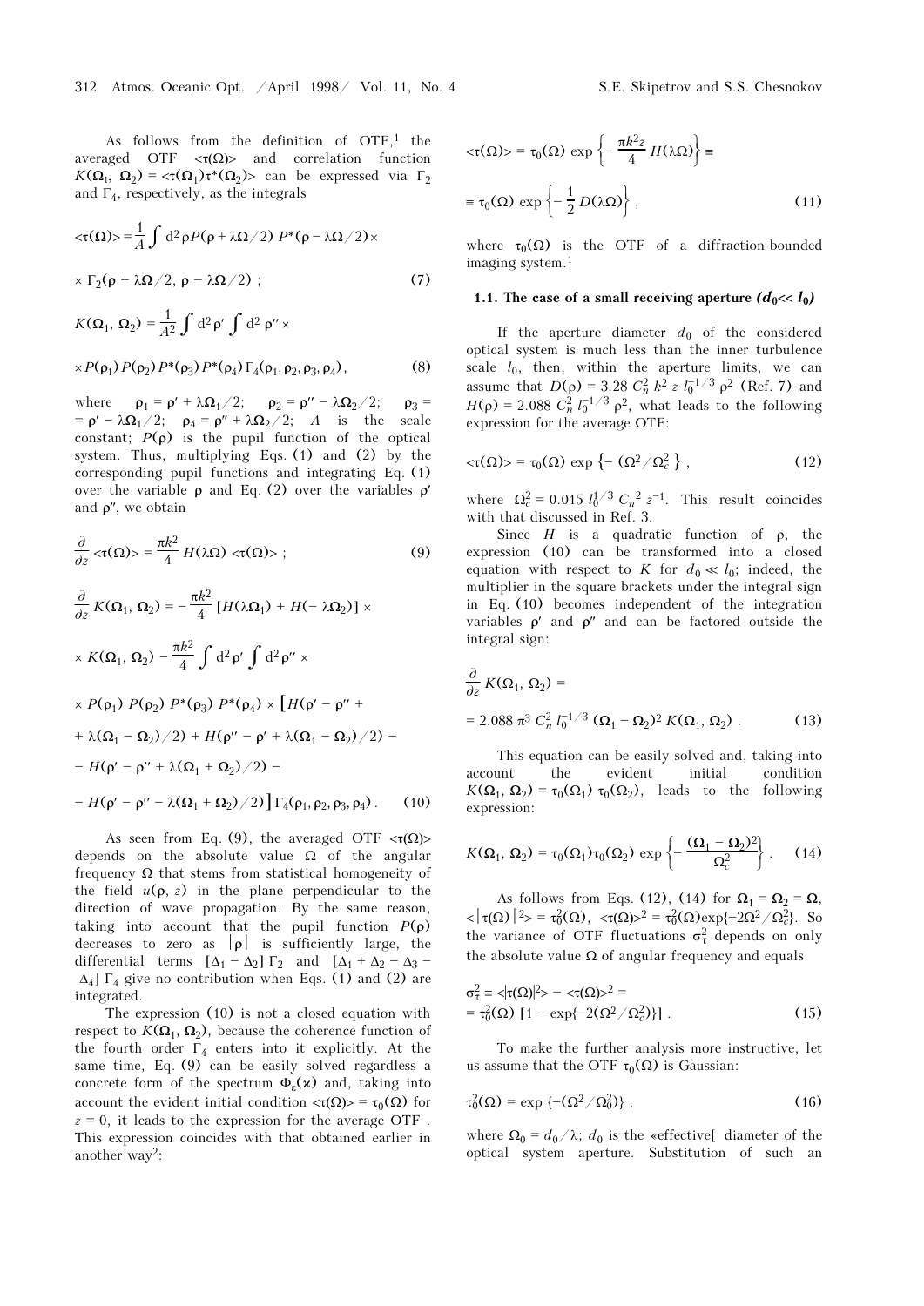As follows from the definition of OTF,[1] the averaged OTF $<\tau(\Omega)>$ and correlation function $K(\Omega_1, \Omega_2) = <\tau(\Omega_1)\tau^*(\Omega_2)>$ can be expressed via $\Gamma_2$ and $\Gamma_4$, respectively, as the integrals

$$<\tau(\Omega)> = \frac{1}{A} \int \mathrm{d}^2\rho P(\rho + \lambda\Omega/2)\, P^*(\rho - \lambda\Omega/2) \times$$

$$\times\, \Gamma_2(\rho + \lambda\Omega/2,\, \rho - \lambda\Omega/2)\ ; \tag{7}$$

$$K(\Omega_1, \Omega_2) = \frac{1}{A^2} \int \mathrm{d}^2\rho' \int \mathrm{d}^2\rho'' \times$$

$$\times P(\rho_1)\, P(\rho_2)\, P^*(\rho_3)\, P^*(\rho_4)\, \Gamma_4(\rho_1, \rho_2, \rho_3, \rho_4), \tag{8}$$

where $\rho_1 = \rho' + \lambda\Omega_1/2$; $\rho_2 = \rho'' - \lambda\Omega_2/2$; $\rho_3 = \rho' - \lambda\Omega_1/2$; $\rho_4 = \rho'' + \lambda\Omega_2/2$; $A$ is the scale constant; $P(\rho)$ is the pupil function of the optical system. Thus, multiplying Eqs. (1) and (2) by the corresponding pupil functions and integrating Eq. (1) over the variable $\rho$ and Eq. (2) over the variables $\rho'$ and $\rho''$, we obtain

$$\frac{\partial}{\partial z} <\tau(\Omega)> = \frac{\pi k^2}{4}\, H(\lambda\Omega)\, <\tau(\Omega)>\ ; \tag{9}$$

$$\frac{\partial}{\partial z} K(\Omega_1, \Omega_2) = -\frac{\pi k^2}{4}\, [H(\lambda\Omega_1) + H(-\lambda\Omega_2)] \times$$

$$\times\, K(\Omega_1, \Omega_2) - \frac{\pi k^2}{4} \int \mathrm{d}^2\rho' \int \mathrm{d}^2\rho'' \times$$

$$\times\, P(\rho_1)\, P(\rho_2)\, P^*(\rho_3)\, P^*(\rho_4) \times \big[H(\rho' - \rho'' +$$

$$+\, \lambda(\Omega_1 - \Omega_2)/2) + H(\rho'' - \rho' + \lambda(\Omega_1 - \Omega_2)/2) -$$

$$-\, H(\rho' - \rho'' + \lambda(\Omega_1 + \Omega_2)/2) -$$

$$-\, H(\rho' - \rho'' - \lambda(\Omega_1 + \Omega_2)/2)\big]\, \Gamma_4(\rho_1, \rho_2, \rho_3, \rho_4)\ . \tag{10}$$

As seen from Eq. (9), the averaged OTF $<\tau(\Omega)>$ depends on the absolute value $\Omega$ of the angular frequency $\Omega$ that stems from statistical homogeneity of the field $u(\rho, z)$ in the plane perpendicular to the direction of wave propagation. By the same reason, taking into account that the pupil function $P(\rho)$ decreases to zero as $|\rho|$ is sufficiently large, the differential terms $[\Delta_1 - \Delta_2]\, \Gamma_2$ and $[\Delta_1 + \Delta_2 - \Delta_3 - \Delta_4]\, \Gamma_4$ give no contribution when Eqs. (1) and (2) are integrated.

The expression (10) is not a closed equation with respect to $K(\Omega_1, \Omega_2)$, because the coherence function of the fourth order $\Gamma_4$ enters into it explicitly. At the same time, Eq. (9) can be easily solved regardless a concrete form of the spectrum $\Phi_\varepsilon(\varkappa)$ and, taking into account the evident initial condition $<\tau(\Omega)> = \tau_0(\Omega)$ for $z = 0$, it leads to the expression for the average OTF. This expression coincides with that obtained earlier in another way[2]:

$$<\tau(\Omega)> = \tau_0(\Omega)\, \exp\left\{-\frac{\pi k^2 z}{4}\, H(\lambda\Omega)\right\} \equiv$$

$$\equiv \tau_0(\Omega)\, \exp\left\{-\frac{1}{2}\, D(\lambda\Omega)\right\}, \tag{11}$$

where $\tau_0(\Omega)$ is the OTF of a diffraction-bounded imaging system.[1]

### 1.1. The case of a small receiving aperture ($d_0 \ll l_0$)

If the aperture diameter $d_0$ of the considered optical system is much less than the inner turbulence scale $l_0$, then, within the aperture limits, we can assume that $D(\rho) = 3.28\, C_n^2\, k^2\, z\, l_0^{-1/3}\, \rho^2$ (Ref. 7) and $H(\rho) = 2.088\, C_n^2\, l_0^{-1/3}\, \rho^2$, what leads to the following expression for the average OTF:

$$<\tau(\Omega)> = \tau_0(\Omega)\, \exp\left\{-(\Omega^2/\Omega_c^2\right\}, \tag{12}$$

where $\Omega_c^2 = 0.015\, l_0^{1/3}\, C_n^{-2}\, z^{-1}$. This result coincides with that discussed in Ref. 3.

Since $H$ is a quadratic function of $\rho$, the expression (10) can be transformed into a closed equation with respect to $K$ for $d_0 \ll l_0$; indeed, the multiplier in the square brackets under the integral sign in Eq. (10) becomes independent of the integration variables $\rho'$ and $\rho''$ and can be factored outside the integral sign:

$$\frac{\partial}{\partial z} K(\Omega_1, \Omega_2) =$$

$$= 2.088\, \pi^3\, C_n^2\, l_0^{-1/3}\, (\Omega_1 - \Omega_2)^2\, K(\Omega_1, \Omega_2)\ . \tag{13}$$

This equation can be easily solved and, taking into account the evident initial condition $K(\Omega_1, \Omega_2) = \tau_0(\Omega_1)\, \tau_0(\Omega_2)$, leads to the following expression:

$$K(\Omega_1, \Omega_2) = \tau_0(\Omega_1)\tau_0(\Omega_2)\, \exp\left\{-\frac{(\Omega_1 - \Omega_2)^2}{\Omega_c^2}\right\}. \tag{14}$$

As follows from Eqs. (12), (14) for $\Omega_1 = \Omega_2 = \Omega$, $<|\tau(\Omega)|^2> = \tau_0^2(\Omega)$, $<\tau(\Omega)>^2 = \tau_0^2(\Omega)\exp\{-2\Omega^2/\Omega_c^2\}$. So the variance of OTF fluctuations $\sigma_\tau^2$ depends on only the absolute value $\Omega$ of angular frequency and equals

$$\sigma_\tau^2 \equiv <|\tau(\Omega)|^2> - <\tau(\Omega)>^2 =$$
$$= \tau_0^2(\Omega)\, [1 - \exp\{-2(\Omega^2/\Omega_c^2)\}]\ . \tag{15}$$

To make the further analysis more instructive, let us assume that the OTF $\tau_0(\Omega)$ is Gaussian:

$$\tau_0^2(\Omega) = \exp\left\{-(\Omega^2/\Omega_0^2)\right\}, \tag{16}$$

where $\Omega_0 = d_0/\lambda$; $d_0$ is the «effective» diameter of the optical system aperture. Substitution of such an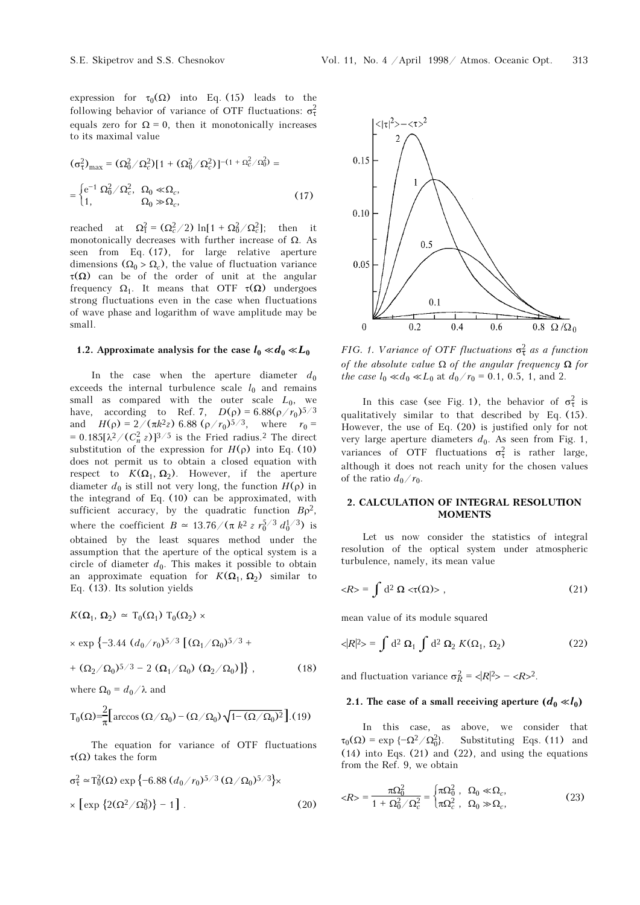expression for $\tau_0(\Omega)$ into Eq. (15) leads to the following behavior of variance of OTF fluctuations: $\sigma_\tau^2$ equals zero for $\Omega = 0$, then it monotonically increases to its maximal value

$$(\sigma_\tau^2)_{\max} = (\Omega_0^2/\Omega_c^2)[1 + (\Omega_0^2/\Omega_c^2)]^{-(1 + \Omega_c^2/\Omega_0^2)} = \begin{cases} e^{-1}\,\Omega_0^2/\Omega_c^2, & \Omega_0 \ll \Omega_c, \\ 1, & \Omega_0 \gg \Omega_c, \end{cases} \tag{17}$$

reached at $\Omega_1^2 = (\Omega_c^2/2)\ln[1 + \Omega_0^2/\Omega_c^2]$; then it monotonically decreases with further increase of $\Omega$. As seen from Eq. (17), for large relative aperture dimensions ($\Omega_0 > \Omega_c$), the value of fluctuation variance $\tau(\Omega)$ can be of the order of unit at the angular frequency $\Omega_1$. It means that OTF $\tau(\Omega)$ undergoes strong fluctuations even in the case when fluctuations of wave phase and logarithm of wave amplitude may be small.

### 1.2. Approximate analysis for the case $l_0 \ll d_0 \ll L_0$

In the case when the aperture diameter $d_0$ exceeds the internal turbulence scale $l_0$ and remains small as compared with the outer scale $L_0$, we have, according to Ref. 7, $D(\rho) = 6.88(\rho/r_0)^{5/3}$ and $H(\rho) = 2/(\pi k^2 z)\, 6.88\,(\rho/r_0)^{5/3}$, where $r_0 = 0.185[\lambda^2/(C_n^2 z)]^{3/5}$ is the Fried radius.[2] The direct substitution of the expression for $H(\rho)$ into Eq. (10) does not permit us to obtain a closed equation with respect to $K(\Omega_1, \Omega_2)$. However, if the aperture diameter $d_0$ is still not very long, the function $H(\rho)$ in the integrand of Eq. (10) can be approximated, with sufficient accuracy, by the quadratic function $B\rho^2$, where the coefficient $B \simeq 13.76/(\pi\, k^2\, z\, r_0^{5/3}\, d_0^{1/3})$ is obtained by the least squares method under the assumption that the aperture of the optical system is a circle of diameter $d_0$. This makes it possible to obtain an approximate equation for $K(\Omega_1, \Omega_2)$ similar to Eq. (13). Its solution yields

$$K(\Omega_1, \Omega_2) \simeq T_0(\Omega_1)\, T_0(\Omega_2) \times \exp\left\{-3.44\,(d_0/r_0)^{5/3}\left[(\Omega_1/\Omega_0)^{5/3} + (\Omega_2/\Omega_0)^{5/3} - 2\,(\Omega_1/\Omega_0)\,(\Omega_2/\Omega_0)\right]\right\}, \tag{18}$$

where $\Omega_0 = d_0/\lambda$ and

$$T_0(\Omega) = \frac{2}{\pi}\left[\arccos(\Omega/\Omega_0) - (\Omega/\Omega_0)\sqrt{1 - (\Omega/\Omega_0)^2}\right]. \tag{19}$$

The equation for variance of OTF fluctuations $\tau(\Omega)$ takes the form

$$\sigma_\tau^2 \simeq T_0^2(\Omega)\exp\left\{-6.88\,(d_0/r_0)^{5/3}\,(\Omega/\Omega_0)^{5/3}\right\} \times \left[\exp\left\{2(\Omega^2/\Omega_0^2)\right\} - 1\right]. \tag{20}$$

*FIG. 1. Variance of OTF fluctuations $\sigma_\tau^2$ as a function of the absolute value $\Omega$ of the angular frequency $\Omega$ for the case $l_0 \ll d_0 \ll L_0$ at $d_0/r_0 = 0.1$, 0.5, 1, and 2.*

In this case (see Fig. 1), the behavior of $\sigma_\tau^2$ is qualitatively similar to that described by Eq. (15). However, the use of Eq. (20) is justified only for not very large aperture diameters $d_0$. As seen from Fig. 1, variances of OTF fluctuations $\sigma_\tau^2$ is rather large, although it does not reach unity for the chosen values of the ratio $d_0/r_0$.

## 2. CALCULATION OF INTEGRAL RESOLUTION MOMENTS

Let us now consider the statistics of integral resolution of the optical system under atmospheric turbulence, namely, its mean value

$$\langle R \rangle = \int d^2\,\Omega\, \langle \tau(\Omega) \rangle, \tag{21}$$

mean value of its module squared

$$\langle |R|^2 \rangle = \int d^2\,\Omega_1 \int d^2\,\Omega_2\, K(\Omega_1, \Omega_2) \tag{22}$$

and fluctuation variance $\sigma_R^2 = \langle |R|^2 \rangle - \langle R \rangle^2$.

### 2.1. The case of a small receiving aperture ($d_0 \ll l_0$)

In this case, as above, we consider that $\tau_0(\Omega) = \exp\{-\Omega^2/\Omega_0^2\}$. Substituting Eqs. (11) and (14) into Eqs. (21) and (22), and using the equations from the Ref. 9, we obtain

$$\langle R \rangle = \frac{\pi\Omega_0^2}{1 + \Omega_0^2/\Omega_c^2} = \begin{cases} \pi\Omega_0^2, & \Omega_0 \ll \Omega_c, \\ \pi\Omega_c^2, & \Omega_0 \gg \Omega_c, \end{cases} \tag{23}$$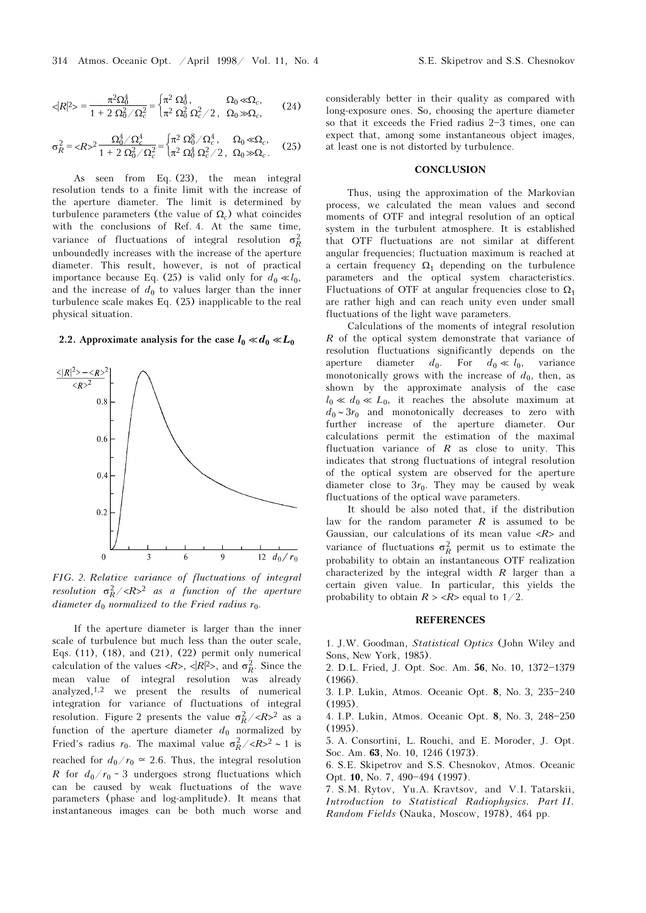$$\langle |R|^2 \rangle = \frac{\pi^2 \Omega_0^4}{1 + 2\,\Omega_0^2/\Omega_c^2} = \begin{cases} \pi^2\,\Omega_0^4, & \Omega_0 \ll \Omega_c, \\ \pi^2\,\Omega_0^2\,\Omega_c^2/2, & \Omega_0 \gg \Omega_c, \end{cases} \tag{24}$$

$$\sigma_R^2 = \langle R \rangle^2 \frac{\Omega_0^4/\Omega_c^4}{1 + 2\,\Omega_0^2/\Omega_c^2} = \begin{cases} \pi^2\,\Omega_0^8/\Omega_c^4, & \Omega_0 \ll \Omega_c, \\ \pi^2\,\Omega_0^4\,\Omega_c^2/2, & \Omega_0 \gg \Omega_c. \end{cases} \tag{25}$$

As seen from Eq. (23), the mean integral resolution tends to a finite limit with the increase of the aperture diameter. The limit is determined by turbulence parameters (the value of $\Omega_c$) what coincides with the conclusions of Ref. 4. At the same time, variance of fluctuations of integral resolution $\sigma_R^2$ unboundedly increases with the increase of the aperture diameter. This result, however, is not of practical importance because Eq. (25) is valid only for $d_0 \ll l_0$, and the increase of $d_0$ to values larger than the inner turbulence scale makes Eq. (25) inapplicable to the real physical situation.

### 2.2. Approximate analysis for the case $l_0 \ll d_0 \ll L_0$

*FIG. 2. Relative variance of fluctuations of integral resolution $\sigma_R^2/\langle R \rangle^2$ as a function of the aperture diameter $d_0$ normalized to the Fried radius $r_0$.*

If the aperture diameter is larger than the inner scale of turbulence but much less than the outer scale, Eqs. (11), (18), and (21), (22) permit only numerical calculation of the values $\langle R \rangle$, $\langle |R|^2 \rangle$, and $\sigma_R^2$. Since the mean value of integral resolution was already analyzed,[1,2] we present the results of numerical integration for variance of fluctuations of integral resolution. Figure 2 presents the value $\sigma_R^2/\langle R \rangle^2$ as a function of the aperture diameter $d_0$ normalized by Fried's radius $r_0$. The maximal value $\sigma_R^2/\langle R \rangle^2 \sim 1$ is reached for $d_0/r_0 \simeq 2.6$. Thus, the integral resolution $R$ for $d_0/r_0 \sim 3$ undergoes strong fluctuations which can be caused by weak fluctuations of the wave parameters (phase and log-amplitude). It means that instantaneous images can be both much worse and considerably better in their quality as compared with long-exposure ones. So, choosing the aperture diameter so that it exceeds the Fried radius 2–3 times, one can expect that, among some instantaneous object images, at least one is not distorted by turbulence.

## CONCLUSION

Thus, using the approximation of the Markovian process, we calculated the mean values and second moments of OTF and integral resolution of an optical system in the turbulent atmosphere. It is established that OTF fluctuations are not similar at different angular frequencies; fluctuation maximum is reached at a certain frequency $\Omega_1$ depending on the turbulence parameters and the optical system characteristics. Fluctuations of OTF at angular frequencies close to $\Omega_1$ are rather high and can reach unity even under small fluctuations of the light wave parameters.

Calculations of the moments of integral resolution $R$ of the optical system demonstrate that variance of resolution fluctuations significantly depends on the aperture diameter $d_0$. For $d_0 \ll l_0$, variance monotonically grows with the increase of $d_0$, then, as shown by the approximate analysis of the case $l_0 \ll d_0 \ll L_0$, it reaches the absolute maximum at $d_0 \sim 3r_0$ and monotonically decreases to zero with further increase of the aperture diameter. Our calculations permit the estimation of the maximal fluctuation variance of $R$ as close to unity. This indicates that strong fluctuations of integral resolution of the optical system are observed for the aperture diameter close to $3r_0$. They may be caused by weak fluctuations of the optical wave parameters.

It should be also noted that, if the distribution law for the random parameter $R$ is assumed to be Gaussian, our calculations of its mean value $\langle R \rangle$ and variance of fluctuations $\sigma_R^2$ permit us to estimate the probability to obtain an instantaneous OTF realization characterized by the integral width $R$ larger than a certain given value. In particular, this yields the probability to obtain $R > \langle R \rangle$ equal to 1/2.

## REFERENCES

1. J.W. Goodman, *Statistical Optics* (John Wiley and Sons, New York, 1985).
2. D.L. Fried, J. Opt. Soc. Am. **56**, No. 10, 1372–1379 (1966).
3. I.P. Lukin, Atmos. Oceanic Opt. **8**, No. 3, 235–240 (1995).
4. I.P. Lukin, Atmos. Oceanic Opt. **8**, No. 3, 248–250 (1995).
5. A. Consortini, L. Rouchi, and E. Moroder, J. Opt. Soc. Am. **63**, No. 10, 1246 (1973).
6. S.E. Skipetrov and S.S. Chesnokov, Atmos. Oceanic Opt. **10**, No. 7, 490–494 (1997).
7. S.M. Rytov, Yu.A. Kravtsov, and V.I. Tatarskii, *Introduction to Statistical Radiophysics. Part II. Random Fields* (Nauka, Moscow, 1978), 464 pp.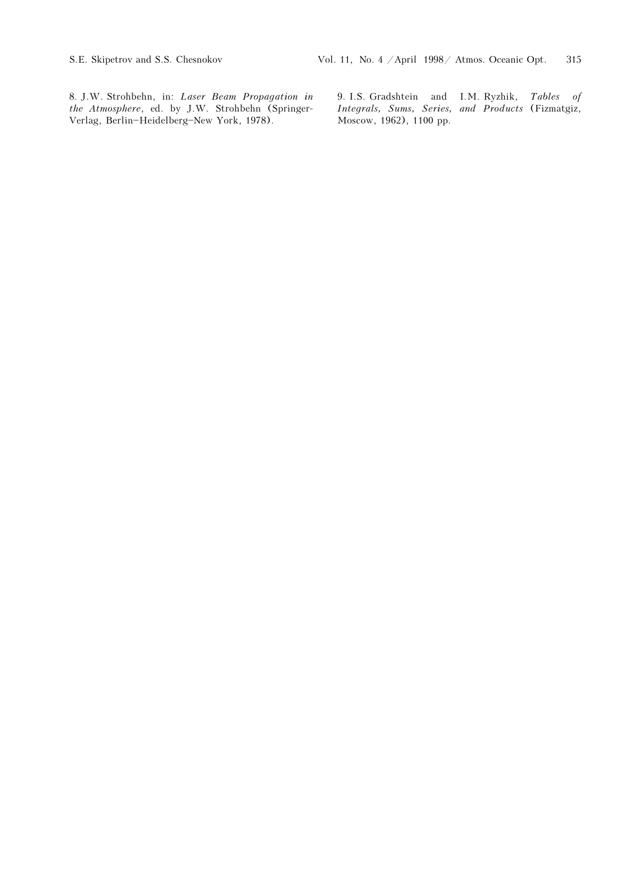8. J.W. Strohbehn, in: *Laser Beam Propagation in the Atmosphere*, ed. by J.W. Strohbehn (Springer-Verlag, Berlin–Heidelberg–New York, 1978).

9. I.S. Gradshtein and I.M. Ryzhik, *Tables of Integrals, Sums, Series, and Products* (Fizmatgiz, Moscow, 1962), 1100 pp.